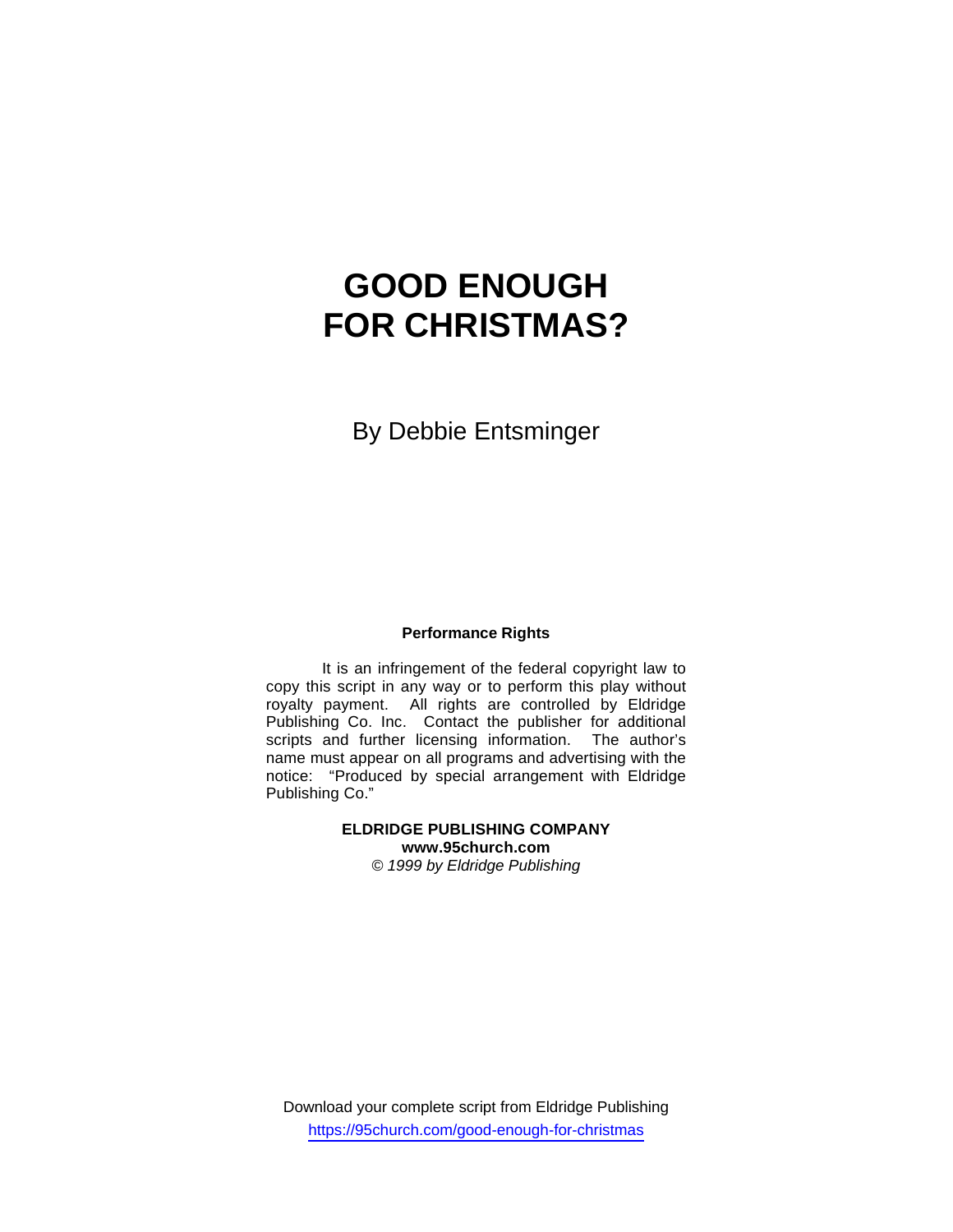# GOOD ENOUGH FOR CHRISTMAS?

By Debbie Entsminger

**Performance Rights**

It is an infringement of the federal copyright law to copy this script in any way or to perform this play without royalty payment. All rights are controlled by Eldridge Publishing Co. Inc. Contact the publisher for additional scripts and further licensing information. The author's name must appear on all programs and advertising with the notice: "Produced by special arrangement with Eldridge Publishing Co."

**ELDRIDGE PUBLISHING COMPANY**
**www.95church.com**
*© 1999 by Eldridge Publishing*

Download your complete script from Eldridge Publishing
https://95church.com/good-enough-for-christmas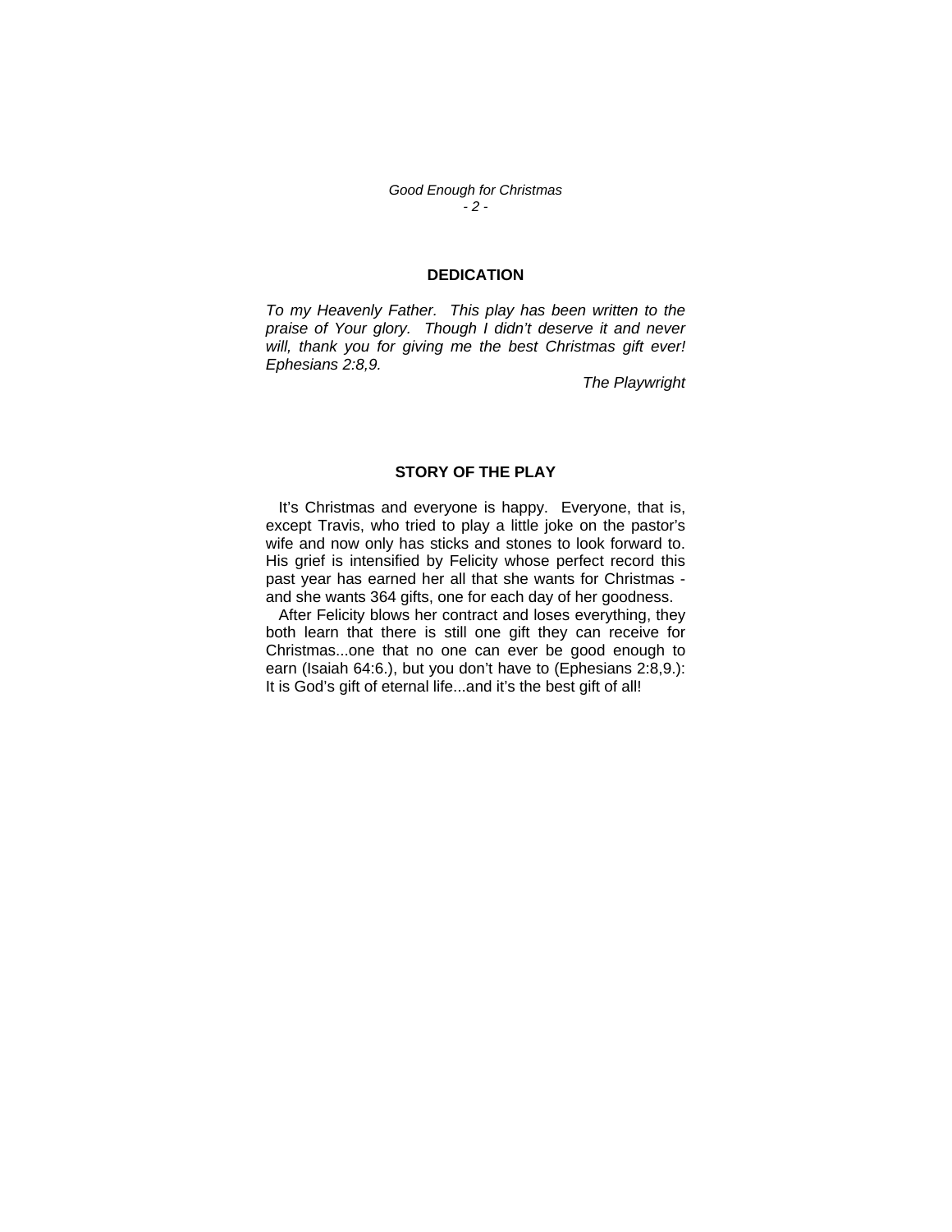## DEDICATION

*To my Heavenly Father. This play has been written to the praise of Your glory. Though I didn't deserve it and never will, thank you for giving me the best Christmas gift ever! Ephesians 2:8,9.*

*The Playwright*

## STORY OF THE PLAY

It's Christmas and everyone is happy. Everyone, that is, except Travis, who tried to play a little joke on the pastor's wife and now only has sticks and stones to look forward to. His grief is intensified by Felicity whose perfect record this past year has earned her all that she wants for Christmas - and she wants 364 gifts, one for each day of her goodness.

After Felicity blows her contract and loses everything, they both learn that there is still one gift they can receive for Christmas...one that no one can ever be good enough to earn (Isaiah 64:6.), but you don't have to (Ephesians 2:8,9.): It is God's gift of eternal life...and it's the best gift of all!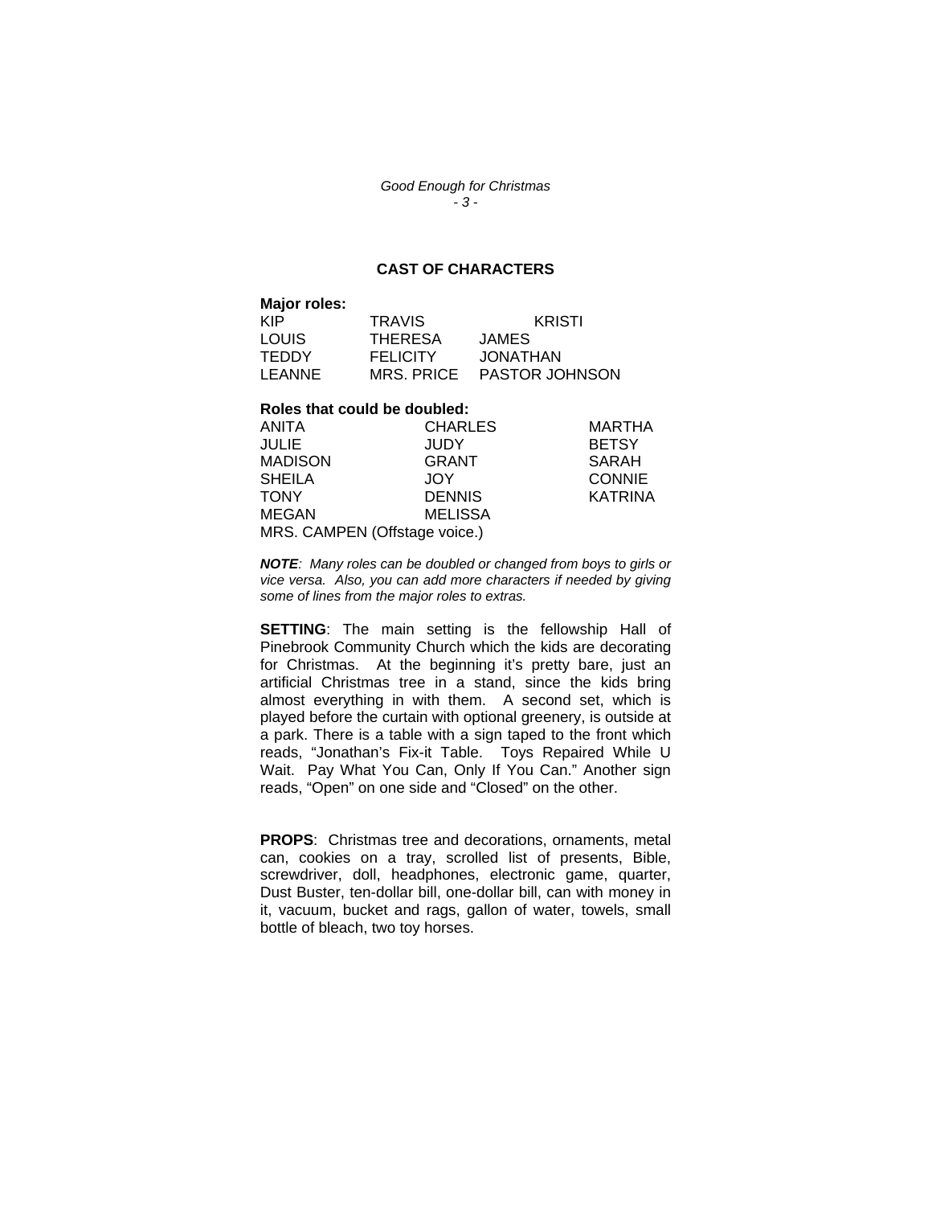## CAST OF CHARACTERS

**Major roles:**

| | | |
|---|---|---|
| KIP | TRAVIS | KRISTI |
| LOUIS | THERESA | JAMES |
| TEDDY | FELICITY | JONATHAN |
| LEANNE | MRS. PRICE | PASTOR JOHNSON |

**Roles that could be doubled:**

| | | |
|---|---|---|
| ANITA | CHARLES | MARTHA |
| JULIE | JUDY | BETSY |
| MADISON | GRANT | SARAH |
| SHEILA | JOY | CONNIE |
| TONY | DENNIS | KATRINA |
| MEGAN | MELISSA | |

MRS. CAMPEN (Offstage voice.)

***NOTE**: Many roles can be doubled or changed from boys to girls or vice versa. Also, you can add more characters if needed by giving some of lines from the major roles to extras.*

**SETTING**: The main setting is the fellowship Hall of Pinebrook Community Church which the kids are decorating for Christmas. At the beginning it's pretty bare, just an artificial Christmas tree in a stand, since the kids bring almost everything in with them. A second set, which is played before the curtain with optional greenery, is outside at a park. There is a table with a sign taped to the front which reads, "Jonathan's Fix-it Table. Toys Repaired While U Wait. Pay What You Can, Only If You Can." Another sign reads, "Open" on one side and "Closed" on the other.

**PROPS**: Christmas tree and decorations, ornaments, metal can, cookies on a tray, scrolled list of presents, Bible, screwdriver, doll, headphones, electronic game, quarter, Dust Buster, ten-dollar bill, one-dollar bill, can with money in it, vacuum, bucket and rags, gallon of water, towels, small bottle of bleach, two toy horses.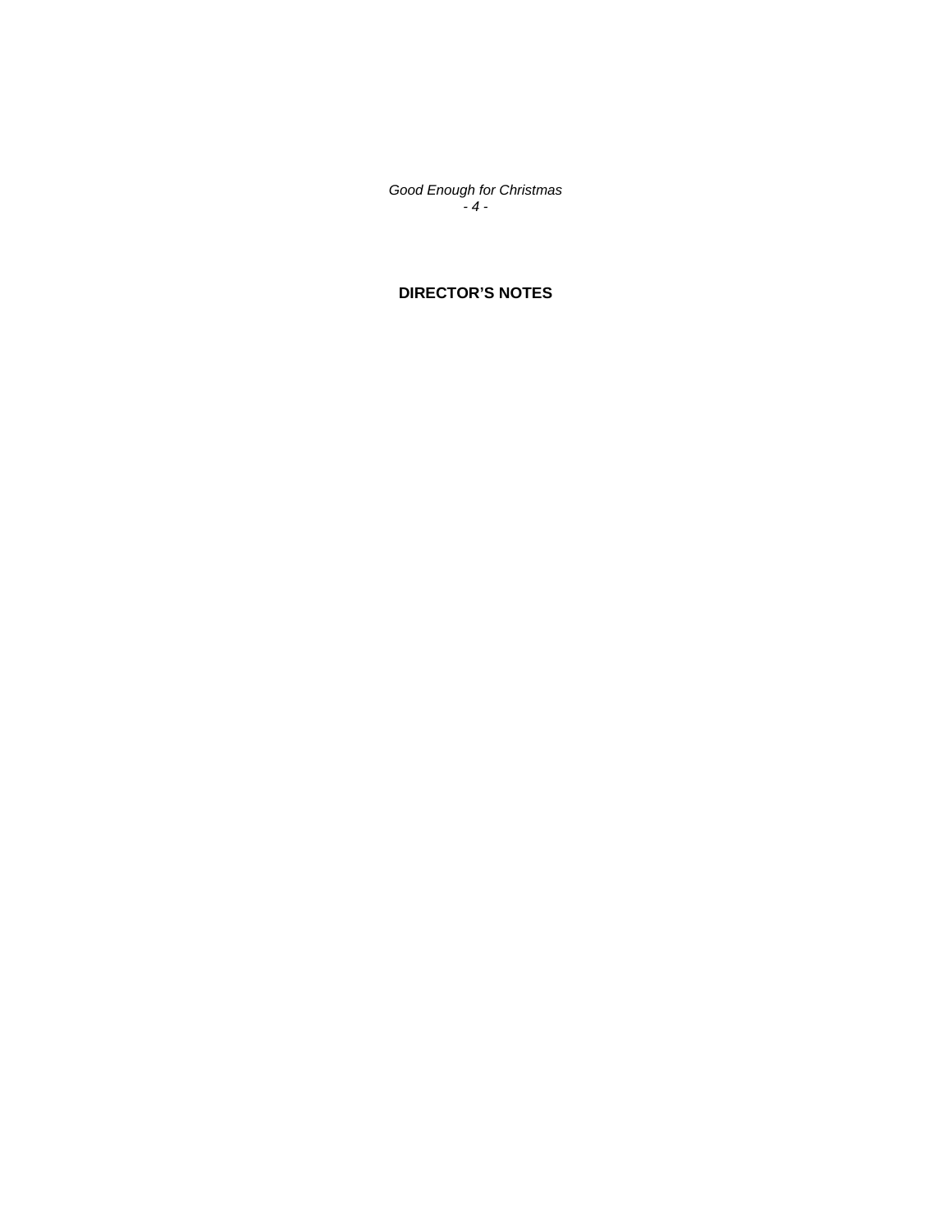**DIRECTOR'S NOTES**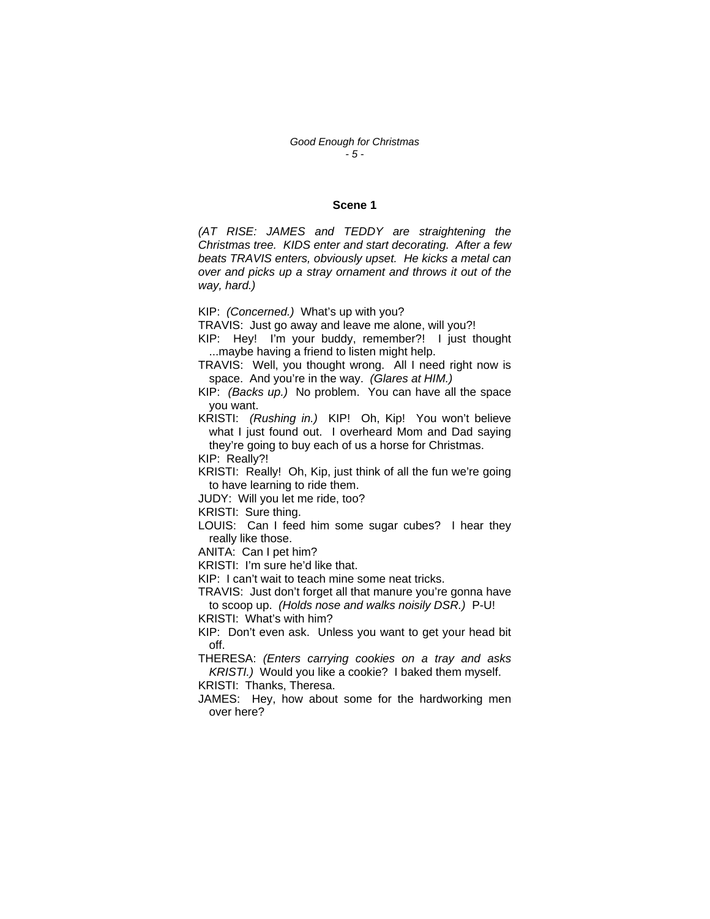## Scene 1

*(AT RISE: JAMES and TEDDY are straightening the Christmas tree. KIDS enter and start decorating. After a few beats TRAVIS enters, obviously upset. He kicks a metal can over and picks up a stray ornament and throws it out of the way, hard.)*

KIP: *(Concerned.)* What's up with you?

TRAVIS: Just go away and leave me alone, will you?!

KIP: Hey! I'm your buddy, remember?! I just thought ...maybe having a friend to listen might help.

TRAVIS: Well, you thought wrong. All I need right now is space. And you're in the way. *(Glares at HIM.)*

KIP: *(Backs up.)* No problem. You can have all the space you want.

KRISTI: *(Rushing in.)* KIP! Oh, Kip! You won't believe what I just found out. I overheard Mom and Dad saying they're going to buy each of us a horse for Christmas.

KIP: Really?!

KRISTI: Really! Oh, Kip, just think of all the fun we're going to have learning to ride them.

JUDY: Will you let me ride, too?

KRISTI: Sure thing.

LOUIS: Can I feed him some sugar cubes? I hear they really like those.

ANITA: Can I pet him?

KRISTI: I'm sure he'd like that.

KIP: I can't wait to teach mine some neat tricks.

TRAVIS: Just don't forget all that manure you're gonna have to scoop up. *(Holds nose and walks noisily DSR.)* P-U!

KRISTI: What's with him?

KIP: Don't even ask. Unless you want to get your head bit off.

THERESA: *(Enters carrying cookies on a tray and asks KRISTI.)* Would you like a cookie? I baked them myself.

KRISTI: Thanks, Theresa.

JAMES: Hey, how about some for the hardworking men over here?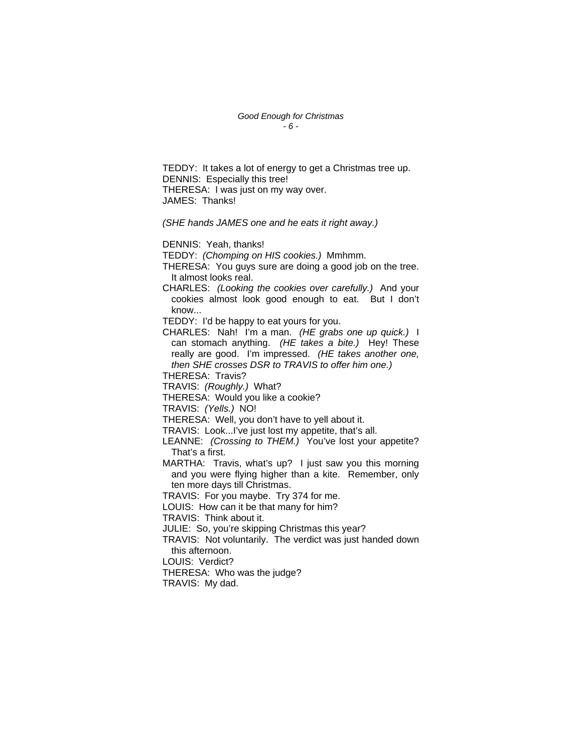TEDDY: It takes a lot of energy to get a Christmas tree up.
DENNIS: Especially this tree!
THERESA: I was just on my way over.
JAMES: Thanks!

*(SHE hands JAMES one and he eats it right away.)*

DENNIS: Yeah, thanks!
TEDDY: *(Chomping on HIS cookies.)* Mmhmm.
THERESA: You guys sure are doing a good job on the tree. It almost looks real.
CHARLES: *(Looking the cookies over carefully.)* And your cookies almost look good enough to eat. But I don't know...
TEDDY: I'd be happy to eat yours for you.
CHARLES: Nah! I'm a man. *(HE grabs one up quick.)* I can stomach anything. *(HE takes a bite.)* Hey! These really are good. I'm impressed. *(HE takes another one, then SHE crosses DSR to TRAVIS to offer him one.)*
THERESA: Travis?
TRAVIS: *(Roughly.)* What?
THERESA: Would you like a cookie?
TRAVIS: *(Yells.)* NO!
THERESA: Well, you don't have to yell about it.
TRAVIS: Look...I've just lost my appetite, that's all.
LEANNE: *(Crossing to THEM.)* You've lost your appetite? That's a first.
MARTHA: Travis, what's up? I just saw you this morning and you were flying higher than a kite. Remember, only ten more days till Christmas.
TRAVIS: For you maybe. Try 374 for me.
LOUIS: How can it be that many for him?
TRAVIS: Think about it.
JULIE: So, you're skipping Christmas this year?
TRAVIS: Not voluntarily. The verdict was just handed down this afternoon.
LOUIS: Verdict?
THERESA: Who was the judge?
TRAVIS: My dad.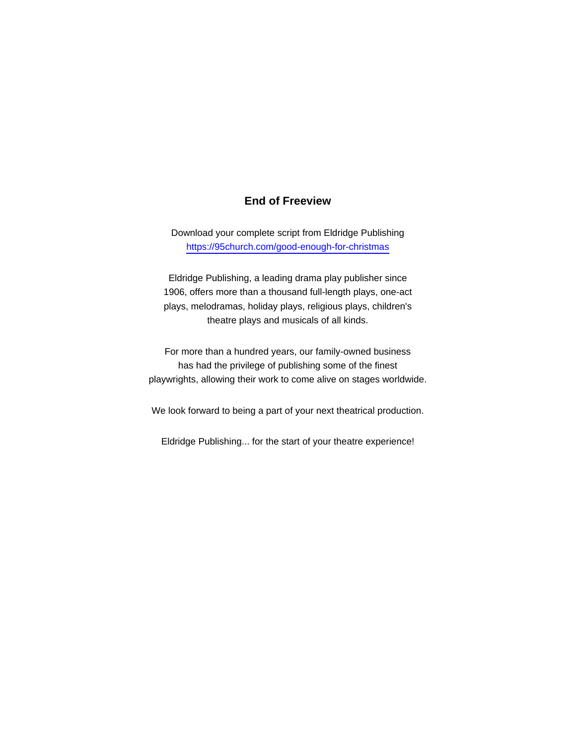## End of Freeview

Download your complete script from Eldridge Publishing
https://95church.com/good-enough-for-christmas

Eldridge Publishing, a leading drama play publisher since 1906, offers more than a thousand full-length plays, one-act plays, melodramas, holiday plays, religious plays, children's theatre plays and musicals of all kinds.

For more than a hundred years, our family-owned business has had the privilege of publishing some of the finest playwrights, allowing their work to come alive on stages worldwide.

We look forward to being a part of your next theatrical production.

Eldridge Publishing... for the start of your theatre experience!